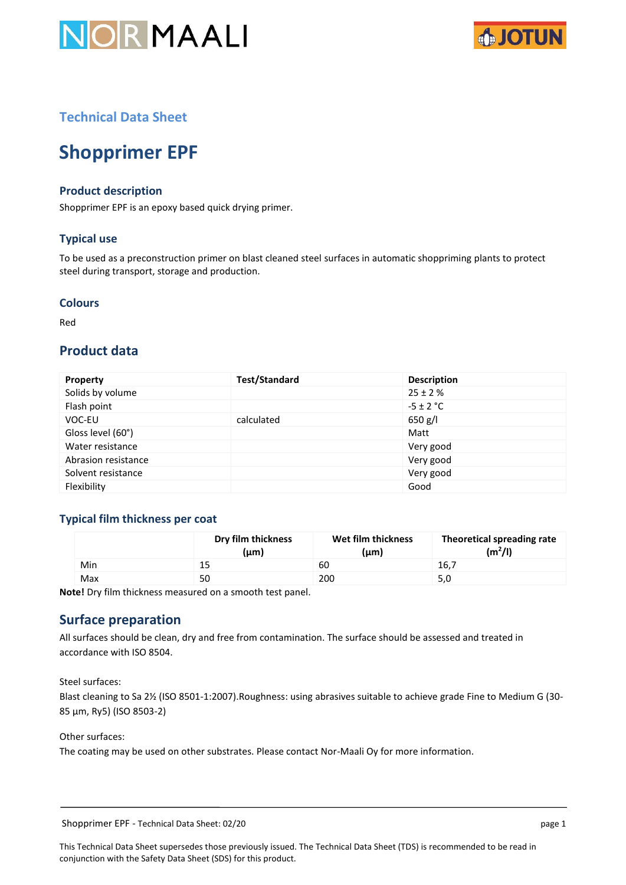Technical Data Sheet

# Shopprimer EPF

### Product description

Shopprimer EPF is an epoxy based quick drying primer.

### Typical use

To be used as a preconstruction primer on blast cleaned steel surfaces in automatic shoppriming plants to protect steel during transport, storage and production.

### Colours

Red

## Product data

| Property | Test/Standard | Description |
|---|---|---|
| Solids by volume | | 25 ± 2 % |
| Flash point | | -5 ± 2 °C |
| VOC-EU | calculated | 650 g/l |
| Gloss level (60°) | | Matt |
| Water resistance | | Very good |
| Abrasion resistance | | Very good |
| Solvent resistance | | Very good |
| Flexibility | | Good |

### Typical film thickness per coat

| | Dry film thickness (µm) | Wet film thickness (µm) | Theoretical spreading rate ($m^2/l$) |
|---|---|---|---|
| Min | 15 | 60 | 16,7 |
| Max | 50 | 200 | 5,0 |

**Note!** Dry film thickness measured on a smooth test panel.

## Surface preparation

All surfaces should be clean, dry and free from contamination. The surface should be assessed and treated in accordance with ISO 8504.

Steel surfaces:
Blast cleaning to Sa 2½ (ISO 8501-1:2007).Roughness: using abrasives suitable to achieve grade Fine to Medium G (30-85 µm, Ry5) (ISO 8503-2)

Other surfaces:
The coating may be used on other substrates. Please contact Nor-Maali Oy for more information.

This Technical Data Sheet supersedes those previously issued. The Technical Data Sheet (TDS) is recommended to be read in conjunction with the Safety Data Sheet (SDS) for this product.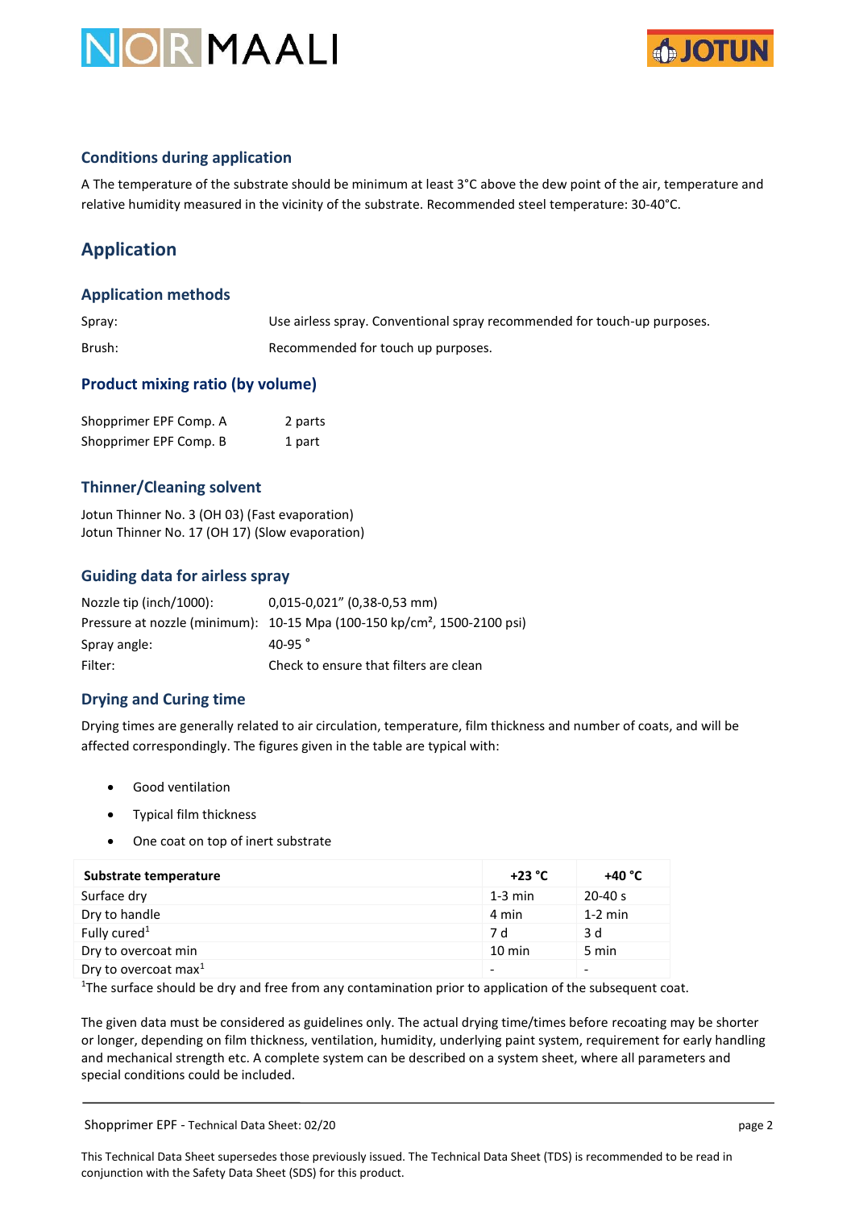### Conditions during application

A The temperature of the substrate should be minimum at least 3°C above the dew point of the air, temperature and relative humidity measured in the vicinity of the substrate. Recommended steel temperature: 30-40°C.

## Application

### Application methods

| | |
|---|---|
| Spray: | Use airless spray. Conventional spray recommended for touch-up purposes. |
| Brush: | Recommended for touch up purposes. |

### Product mixing ratio (by volume)

| | |
|---|---|
| Shopprimer EPF Comp. A | 2 parts |
| Shopprimer EPF Comp. B | 1 part |

### Thinner/Cleaning solvent

Jotun Thinner No. 3 (OH 03) (Fast evaporation)
Jotun Thinner No. 17 (OH 17) (Slow evaporation)

### Guiding data for airless spray

| | |
|---|---|
| Nozzle tip (inch/1000): | 0,015-0,021" (0,38-0,53 mm) |
| Pressure at nozzle (minimum): | 10-15 Mpa (100-150 kp/cm², 1500-2100 psi) |
| Spray angle: | 40-95 ° |
| Filter: | Check to ensure that filters are clean |

### Drying and Curing time

Drying times are generally related to air circulation, temperature, film thickness and number of coats, and will be affected correspondingly. The figures given in the table are typical with:

- Good ventilation
- Typical film thickness
- One coat on top of inert substrate

| Substrate temperature | +23 °C | +40 °C |
|---|---|---|
| Surface dry | 1-3 min | 20-40 s |
| Dry to handle | 4 min | 1-2 min |
| Fully cured[1] | 7 d | 3 d |
| Dry to overcoat min | 10 min | 5 min |
| Dry to overcoat max[1] | - | - |

[1]The surface should be dry and free from any contamination prior to application of the subsequent coat.

The given data must be considered as guidelines only. The actual drying time/times before recoating may be shorter or longer, depending on film thickness, ventilation, humidity, underlying paint system, requirement for early handling and mechanical strength etc. A complete system can be described on a system sheet, where all parameters and special conditions could be included.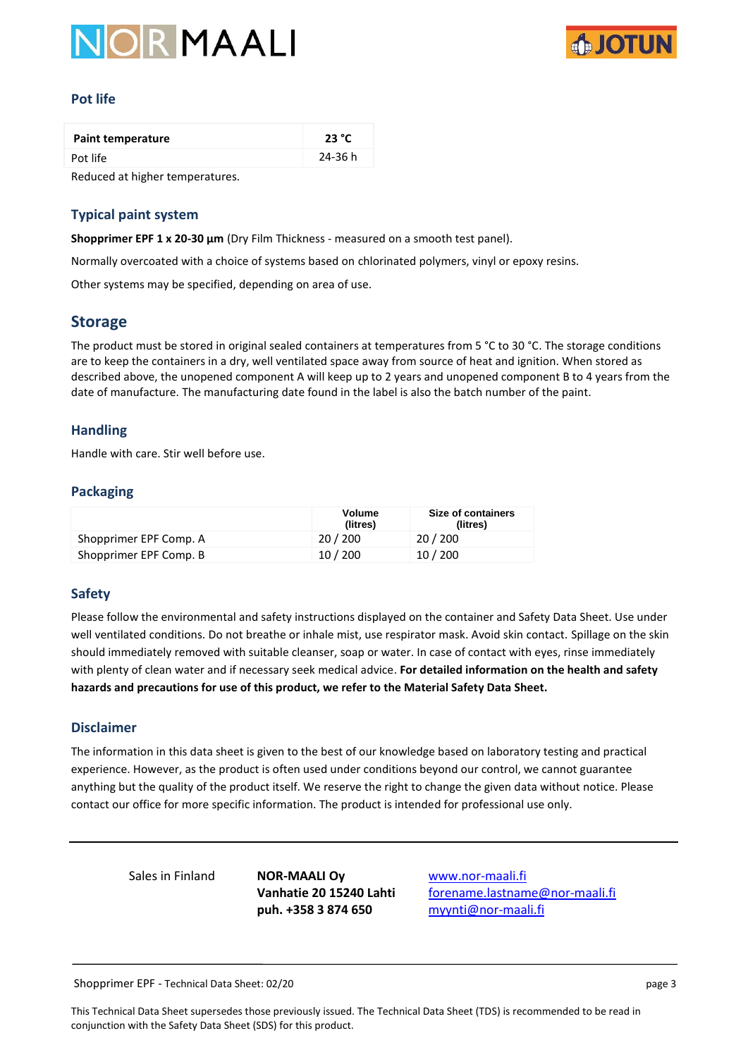## Pot life

| Paint temperature | 23 °C |
|---|---|
| Pot life | 24-36 h |

Reduced at higher temperatures.

## Typical paint system

**Shopprimer EPF 1 x 20-30 µm** (Dry Film Thickness - measured on a smooth test panel).

Normally overcoated with a choice of systems based on chlorinated polymers, vinyl or epoxy resins.

Other systems may be specified, depending on area of use.

# Storage

The product must be stored in original sealed containers at temperatures from 5 °C to 30 °C. The storage conditions are to keep the containers in a dry, well ventilated space away from source of heat and ignition. When stored as described above, the unopened component A will keep up to 2 years and unopened component B to 4 years from the date of manufacture. The manufacturing date found in the label is also the batch number of the paint.

## Handling

Handle with care. Stir well before use.

## Packaging

| | Volume (litres) | Size of containers (litres) |
|---|---|---|
| Shopprimer EPF Comp. A | 20 / 200 | 20 / 200 |
| Shopprimer EPF Comp. B | 10 / 200 | 10 / 200 |

## Safety

Please follow the environmental and safety instructions displayed on the container and Safety Data Sheet. Use under well ventilated conditions. Do not breathe or inhale mist, use respirator mask. Avoid skin contact. Spillage on the skin should immediately removed with suitable cleanser, soap or water. In case of contact with eyes, rinse immediately with plenty of clean water and if necessary seek medical advice. **For detailed information on the health and safety hazards and precautions for use of this product, we refer to the Material Safety Data Sheet.**

## Disclaimer

The information in this data sheet is given to the best of our knowledge based on laboratory testing and practical experience. However, as the product is often used under conditions beyond our control, we cannot guarantee anything but the quality of the product itself. We reserve the right to change the given data without notice. Please contact our office for more specific information. The product is intended for professional use only.

Sales in Finland

**NOR-MAALI Oy**
**Vanhatie 20 15240 Lahti**
**puh. +358 3 874 650**

www.nor-maali.fi
forename.lastname@nor-maali.fi
myynti@nor-maali.fi

Shopprimer EPF - Technical Data Sheet: 02/20

This Technical Data Sheet supersedes those previously issued. The Technical Data Sheet (TDS) is recommended to be read in conjunction with the Safety Data Sheet (SDS) for this product.